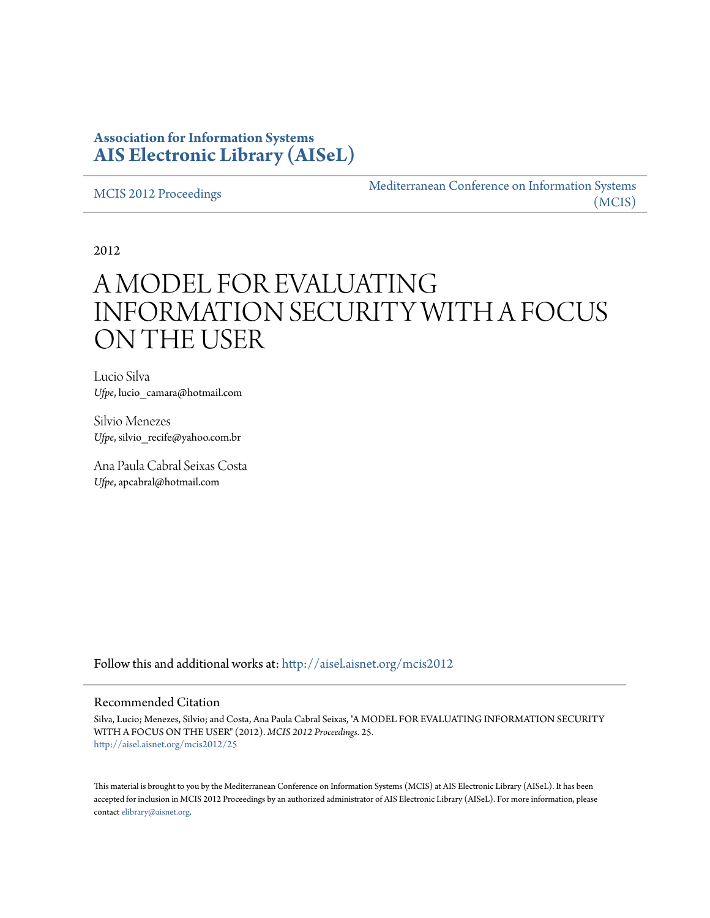**Association for Information Systems**
**AIS Electronic Library (AISeL)**

MCIS 2012 Proceedings

Mediterranean Conference on Information Systems (MCIS)

2012

# A MODEL FOR EVALUATING INFORMATION SECURITY WITH A FOCUS ON THE USER

Lucio Silva
*Ufpe*, lucio_camara@hotmail.com

Silvio Menezes
*Ufpe*, silvio_recife@yahoo.com.br

Ana Paula Cabral Seixas Costa
*Ufpe*, apcabral@hotmail.com

Follow this and additional works at: http://aisel.aisnet.org/mcis2012

## Recommended Citation

Silva, Lucio; Menezes, Silvio; and Costa, Ana Paula Cabral Seixas, "A MODEL FOR EVALUATING INFORMATION SECURITY WITH A FOCUS ON THE USER" (2012). *MCIS 2012 Proceedings*. 25.
http://aisel.aisnet.org/mcis2012/25

This material is brought to you by the Mediterranean Conference on Information Systems (MCIS) at AIS Electronic Library (AISeL). It has been accepted for inclusion in MCIS 2012 Proceedings by an authorized administrator of AIS Electronic Library (AISeL). For more information, please contact elibrary@aisnet.org.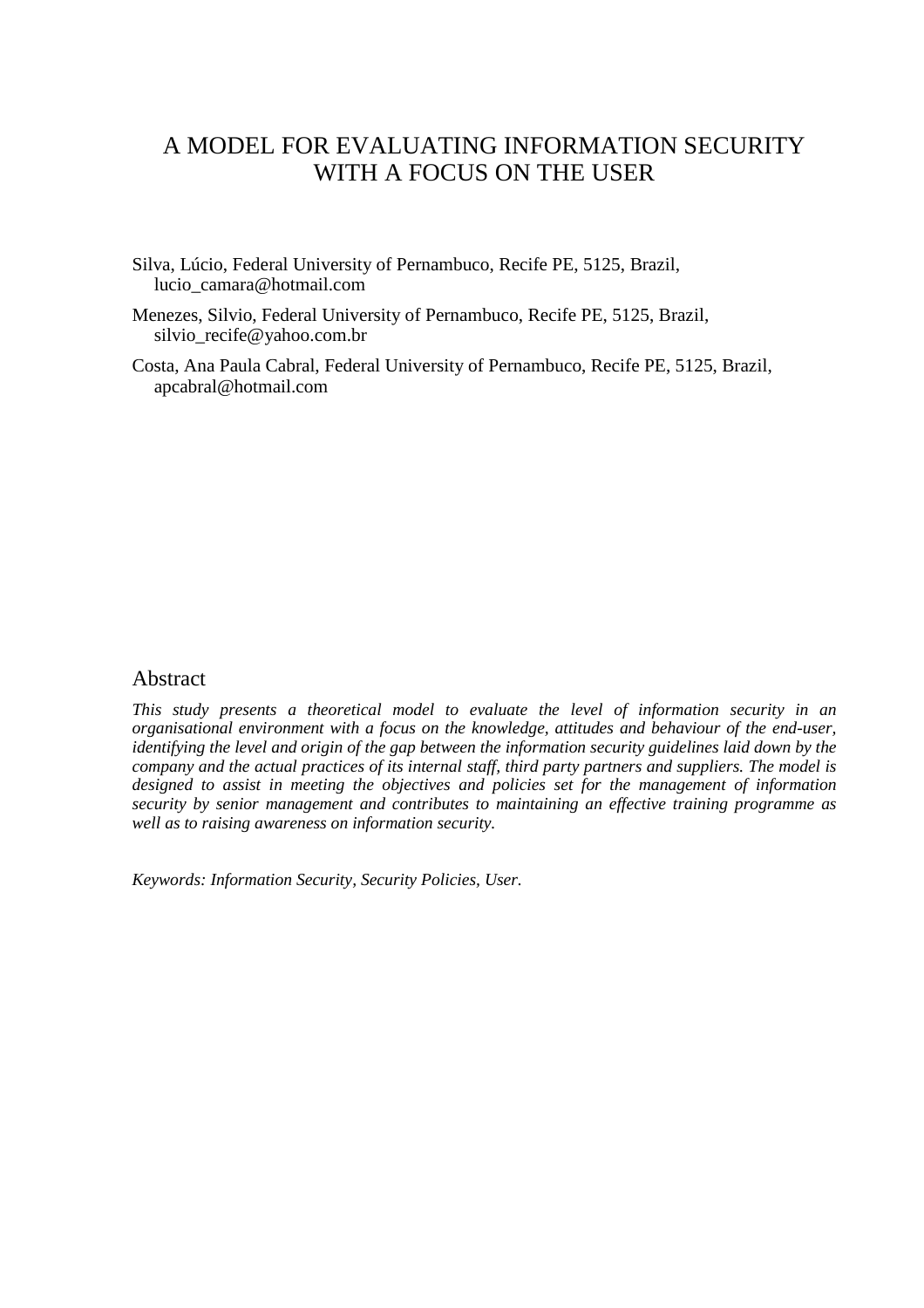# A MODEL FOR EVALUATING INFORMATION SECURITY WITH A FOCUS ON THE USER

Silva, Lúcio, Federal University of Pernambuco, Recife PE, 5125, Brazil, lucio_camara@hotmail.com

Menezes, Silvio, Federal University of Pernambuco, Recife PE, 5125, Brazil, silvio_recife@yahoo.com.br

Costa, Ana Paula Cabral, Federal University of Pernambuco, Recife PE, 5125, Brazil, apcabral@hotmail.com

## Abstract

*This study presents a theoretical model to evaluate the level of information security in an organisational environment with a focus on the knowledge, attitudes and behaviour of the end-user, identifying the level and origin of the gap between the information security guidelines laid down by the company and the actual practices of its internal staff, third party partners and suppliers. The model is designed to assist in meeting the objectives and policies set for the management of information security by senior management and contributes to maintaining an effective training programme as well as to raising awareness on information security.*

*Keywords: Information Security, Security Policies, User.*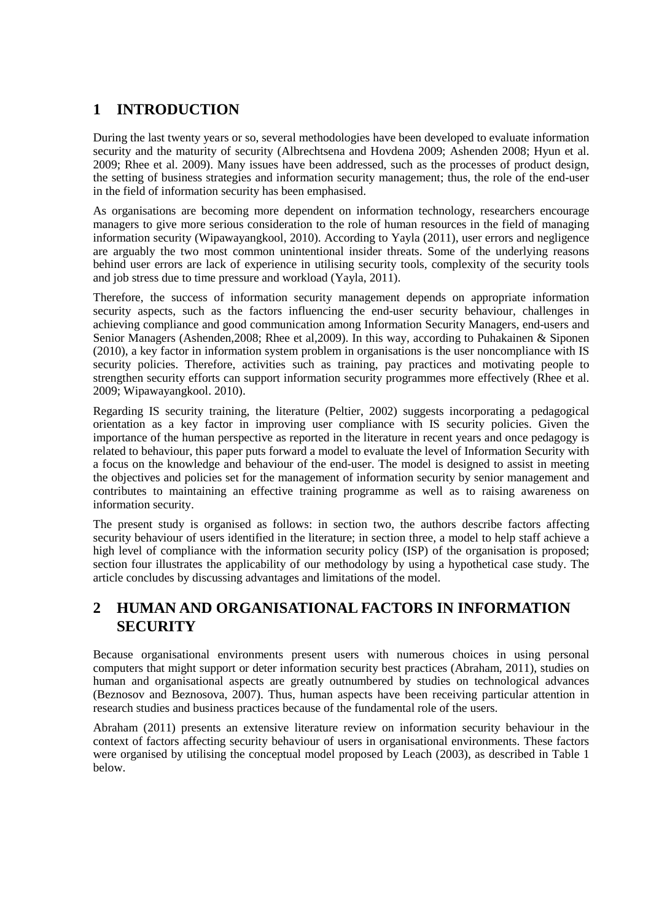# 1 INTRODUCTION

During the last twenty years or so, several methodologies have been developed to evaluate information security and the maturity of security (Albrechtsena and Hovdena 2009; Ashenden 2008; Hyun et al. 2009; Rhee et al. 2009). Many issues have been addressed, such as the processes of product design, the setting of business strategies and information security management; thus, the role of the end-user in the field of information security has been emphasised.

As organisations are becoming more dependent on information technology, researchers encourage managers to give more serious consideration to the role of human resources in the field of managing information security (Wipawayangkool, 2010). According to Yayla (2011), user errors and negligence are arguably the two most common unintentional insider threats. Some of the underlying reasons behind user errors are lack of experience in utilising security tools, complexity of the security tools and job stress due to time pressure and workload (Yayla, 2011).

Therefore, the success of information security management depends on appropriate information security aspects, such as the factors influencing the end-user security behaviour, challenges in achieving compliance and good communication among Information Security Managers, end-users and Senior Managers (Ashenden,2008; Rhee et al,2009). In this way, according to Puhakainen & Siponen (2010), a key factor in information system problem in organisations is the user noncompliance with IS security policies. Therefore, activities such as training, pay practices and motivating people to strengthen security efforts can support information security programmes more effectively (Rhee et al. 2009; Wipawayangkool. 2010).

Regarding IS security training, the literature (Peltier, 2002) suggests incorporating a pedagogical orientation as a key factor in improving user compliance with IS security policies. Given the importance of the human perspective as reported in the literature in recent years and once pedagogy is related to behaviour, this paper puts forward a model to evaluate the level of Information Security with a focus on the knowledge and behaviour of the end-user. The model is designed to assist in meeting the objectives and policies set for the management of information security by senior management and contributes to maintaining an effective training programme as well as to raising awareness on information security.

The present study is organised as follows: in section two, the authors describe factors affecting security behaviour of users identified in the literature; in section three, a model to help staff achieve a high level of compliance with the information security policy (ISP) of the organisation is proposed; section four illustrates the applicability of our methodology by using a hypothetical case study. The article concludes by discussing advantages and limitations of the model.

# 2 HUMAN AND ORGANISATIONAL FACTORS IN INFORMATION SECURITY

Because organisational environments present users with numerous choices in using personal computers that might support or deter information security best practices (Abraham, 2011), studies on human and organisational aspects are greatly outnumbered by studies on technological advances (Beznosov and Beznosova, 2007). Thus, human aspects have been receiving particular attention in research studies and business practices because of the fundamental role of the users.

Abraham (2011) presents an extensive literature review on information security behaviour in the context of factors affecting security behaviour of users in organisational environments. These factors were organised by utilising the conceptual model proposed by Leach (2003), as described in Table 1 below.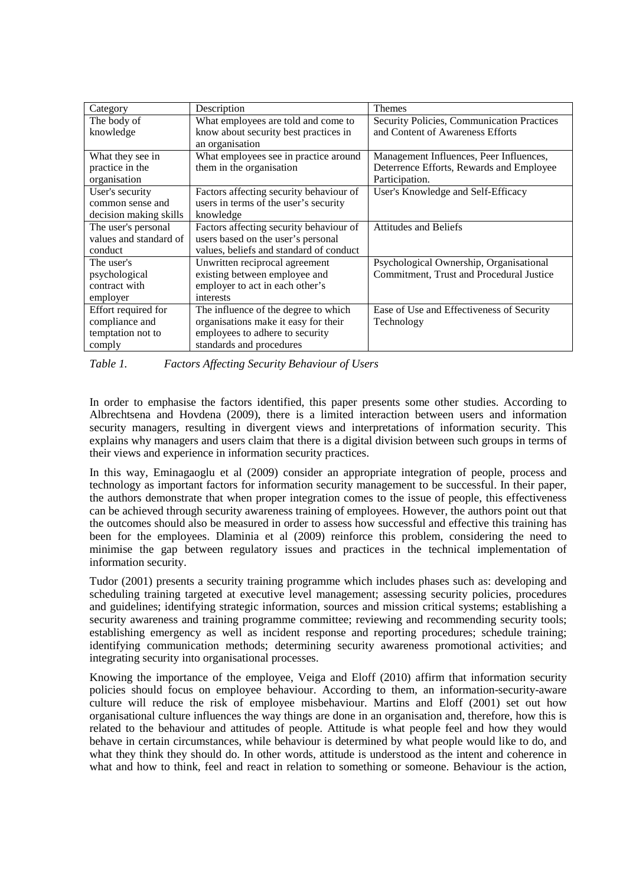| Category | Description | Themes |
|---|---|---|
| The body of knowledge | What employees are told and come to know about security best practices in an organisation | Security Policies, Communication Practices and Content of Awareness Efforts |
| What they see in practice in the organisation | What employees see in practice around them in the organisation | Management Influences, Peer Influences, Deterrence Efforts, Rewards and Employee Participation. |
| User's security common sense and decision making skills | Factors affecting security behaviour of users in terms of the user's security knowledge | User's Knowledge and Self-Efficacy |
| The user's personal values and standard of conduct | Factors affecting security behaviour of users based on the user's personal values, beliefs and standard of conduct | Attitudes and Beliefs |
| The user's psychological contract with employer | Unwritten reciprocal agreement existing between employee and employer to act in each other's interests | Psychological Ownership, Organisational Commitment, Trust and Procedural Justice |
| Effort required for compliance and temptation not to comply | The influence of the degree to which organisations make it easy for their employees to adhere to security standards and procedures | Ease of Use and Effectiveness of Security Technology |

*Table 1. Factors Affecting Security Behaviour of Users*

In order to emphasise the factors identified, this paper presents some other studies. According to Albrechtsena and Hovdena (2009), there is a limited interaction between users and information security managers, resulting in divergent views and interpretations of information security. This explains why managers and users claim that there is a digital division between such groups in terms of their views and experience in information security practices.

In this way, Eminagaoglu et al (2009) consider an appropriate integration of people, process and technology as important factors for information security management to be successful. In their paper, the authors demonstrate that when proper integration comes to the issue of people, this effectiveness can be achieved through security awareness training of employees. However, the authors point out that the outcomes should also be measured in order to assess how successful and effective this training has been for the employees. Dlaminia et al (2009) reinforce this problem, considering the need to minimise the gap between regulatory issues and practices in the technical implementation of information security.

Tudor (2001) presents a security training programme which includes phases such as: developing and scheduling training targeted at executive level management; assessing security policies, procedures and guidelines; identifying strategic information, sources and mission critical systems; establishing a security awareness and training programme committee; reviewing and recommending security tools; establishing emergency as well as incident response and reporting procedures; schedule training; identifying communication methods; determining security awareness promotional activities; and integrating security into organisational processes.

Knowing the importance of the employee, Veiga and Eloff (2010) affirm that information security policies should focus on employee behaviour. According to them, an information-security-aware culture will reduce the risk of employee misbehaviour. Martins and Eloff (2001) set out how organisational culture influences the way things are done in an organisation and, therefore, how this is related to the behaviour and attitudes of people. Attitude is what people feel and how they would behave in certain circumstances, while behaviour is determined by what people would like to do, and what they think they should do. In other words, attitude is understood as the intent and coherence in what and how to think, feel and react in relation to something or someone. Behaviour is the action,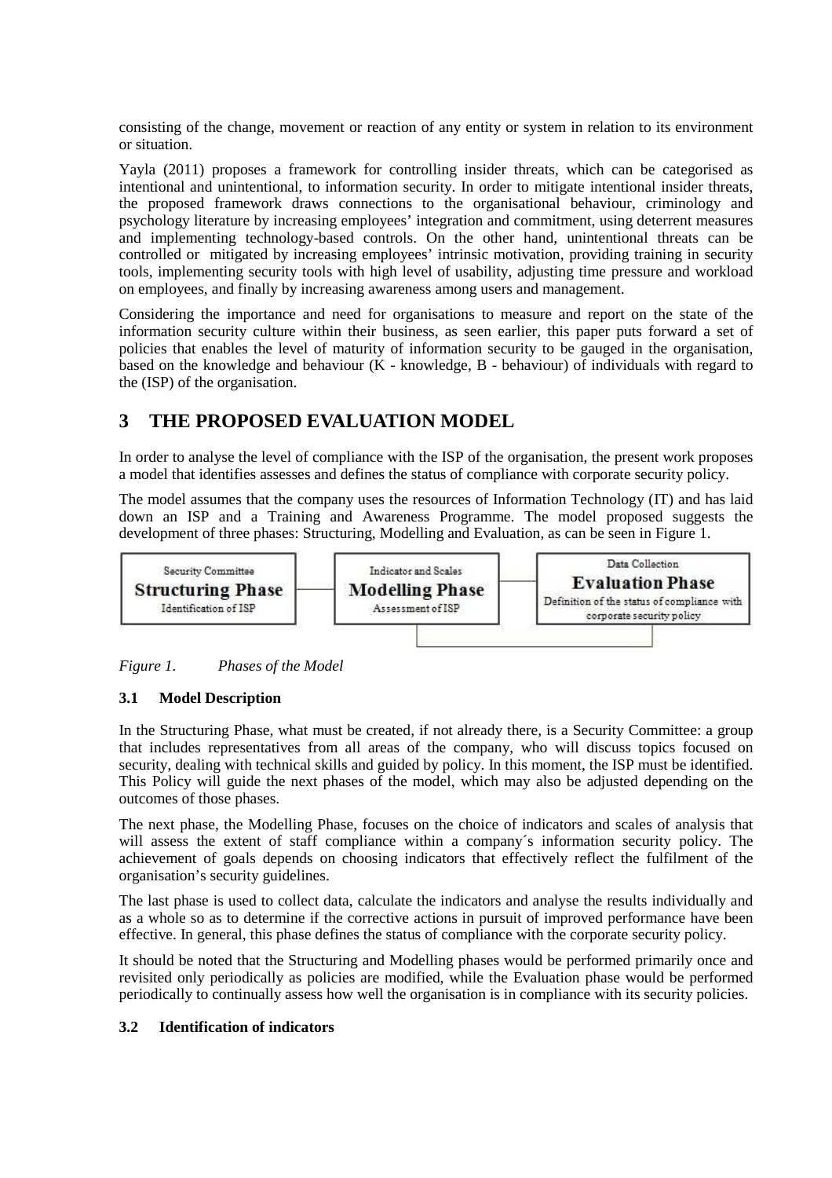consisting of the change, movement or reaction of any entity or system in relation to its environment or situation.

Yayla (2011) proposes a framework for controlling insider threats, which can be categorised as intentional and unintentional, to information security. In order to mitigate intentional insider threats, the proposed framework draws connections to the organisational behaviour, criminology and psychology literature by increasing employees' integration and commitment, using deterrent measures and implementing technology-based controls. On the other hand, unintentional threats can be controlled or mitigated by increasing employees' intrinsic motivation, providing training in security tools, implementing security tools with high level of usability, adjusting time pressure and workload on employees, and finally by increasing awareness among users and management.

Considering the importance and need for organisations to measure and report on the state of the information security culture within their business, as seen earlier, this paper puts forward a set of policies that enables the level of maturity of information security to be gauged in the organisation, based on the knowledge and behaviour (K - knowledge, B - behaviour) of individuals with regard to the (ISP) of the organisation.

# 3 THE PROPOSED EVALUATION MODEL

In order to analyse the level of compliance with the ISP of the organisation, the present work proposes a model that identifies assesses and defines the status of compliance with corporate security policy.

The model assumes that the company uses the resources of Information Technology (IT) and has laid down an ISP and a Training and Awareness Programme. The model proposed suggests the development of three phases: Structuring, Modelling and Evaluation, as can be seen in Figure 1.

Security Committee
Structuring Phase
Identification of ISP

Indicator and Scales
Modelling Phase
Assessment of ISP

Data Collection
Evaluation Phase
Definition of the status of compliance with corporate security policy

*Figure 1. Phases of the Model*

## 3.1 Model Description

In the Structuring Phase, what must be created, if not already there, is a Security Committee: a group that includes representatives from all areas of the company, who will discuss topics focused on security, dealing with technical skills and guided by policy. In this moment, the ISP must be identified. This Policy will guide the next phases of the model, which may also be adjusted depending on the outcomes of those phases.

The next phase, the Modelling Phase, focuses on the choice of indicators and scales of analysis that will assess the extent of staff compliance within a company´s information security policy. The achievement of goals depends on choosing indicators that effectively reflect the fulfilment of the organisation's security guidelines.

The last phase is used to collect data, calculate the indicators and analyse the results individually and as a whole so as to determine if the corrective actions in pursuit of improved performance have been effective. In general, this phase defines the status of compliance with the corporate security policy.

It should be noted that the Structuring and Modelling phases would be performed primarily once and revisited only periodically as policies are modified, while the Evaluation phase would be performed periodically to continually assess how well the organisation is in compliance with its security policies.

## 3.2 Identification of indicators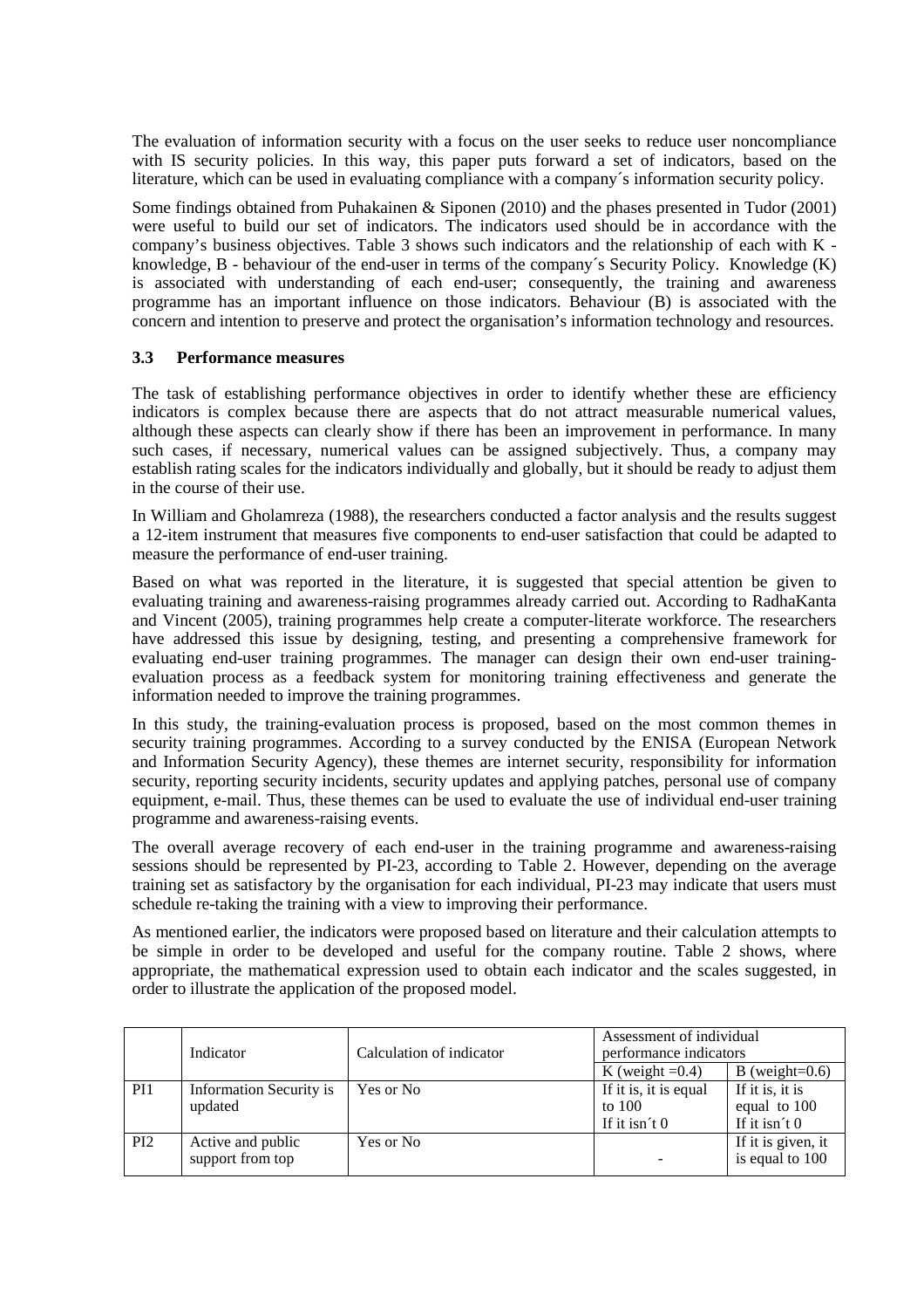The evaluation of information security with a focus on the user seeks to reduce user noncompliance with IS security policies. In this way, this paper puts forward a set of indicators, based on the literature, which can be used in evaluating compliance with a company´s information security policy.

Some findings obtained from Puhakainen & Siponen (2010) and the phases presented in Tudor (2001) were useful to build our set of indicators. The indicators used should be in accordance with the company's business objectives. Table 3 shows such indicators and the relationship of each with K - knowledge, B - behaviour of the end-user in terms of the company´s Security Policy. Knowledge (K) is associated with understanding of each end-user; consequently, the training and awareness programme has an important influence on those indicators. Behaviour (B) is associated with the concern and intention to preserve and protect the organisation's information technology and resources.

### 3.3 Performance measures

The task of establishing performance objectives in order to identify whether these are efficiency indicators is complex because there are aspects that do not attract measurable numerical values, although these aspects can clearly show if there has been an improvement in performance. In many such cases, if necessary, numerical values can be assigned subjectively. Thus, a company may establish rating scales for the indicators individually and globally, but it should be ready to adjust them in the course of their use.

In William and Gholamreza (1988), the researchers conducted a factor analysis and the results suggest a 12-item instrument that measures five components to end-user satisfaction that could be adapted to measure the performance of end-user training.

Based on what was reported in the literature, it is suggested that special attention be given to evaluating training and awareness-raising programmes already carried out. According to RadhaKanta and Vincent (2005), training programmes help create a computer-literate workforce. The researchers have addressed this issue by designing, testing, and presenting a comprehensive framework for evaluating end-user training programmes. The manager can design their own end-user training-evaluation process as a feedback system for monitoring training effectiveness and generate the information needed to improve the training programmes.

In this study, the training-evaluation process is proposed, based on the most common themes in security training programmes. According to a survey conducted by the ENISA (European Network and Information Security Agency), these themes are internet security, responsibility for information security, reporting security incidents, security updates and applying patches, personal use of company equipment, e-mail. Thus, these themes can be used to evaluate the use of individual end-user training programme and awareness-raising events.

The overall average recovery of each end-user in the training programme and awareness-raising sessions should be represented by PI-23, according to Table 2. However, depending on the average training set as satisfactory by the organisation for each individual, PI-23 may indicate that users must schedule re-taking the training with a view to improving their performance.

As mentioned earlier, the indicators were proposed based on literature and their calculation attempts to be simple in order to be developed and useful for the company routine. Table 2 shows, where appropriate, the mathematical expression used to obtain each indicator and the scales suggested, in order to illustrate the application of the proposed model.

| | Indicator | Calculation of indicator | Assessment of individual performance indicators | |
|---|---|---|---|---|
| | | | K (weight =0.4) | B (weight=0.6) |
| PI1 | Information Security is updated | Yes or No | If it is, it is equal to 100<br>If it isn´t 0 | If it is, it is equal to 100<br>If it isn´t 0 |
| PI2 | Active and public support from top | Yes or No | - | If it is given, it is equal to 100 |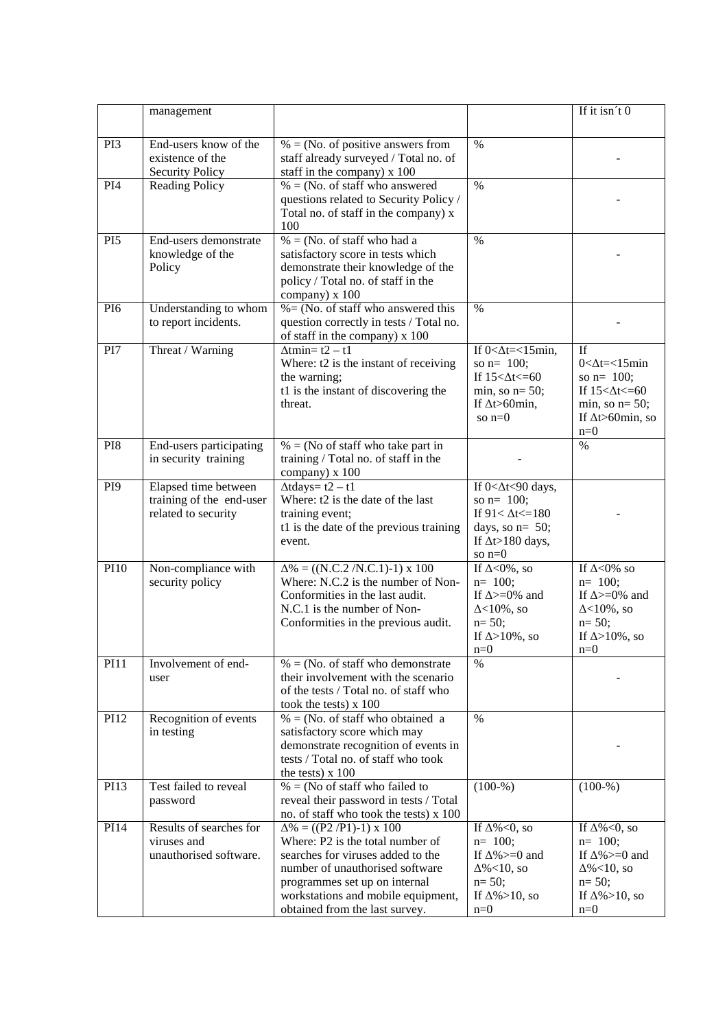| | | | | |
|---|---|---|---|---|
| | management | | | If it isn´t 0 |
| PI3 | End-users know of the existence of the Security Policy | % = (No. of positive answers from staff already surveyed / Total no. of staff in the company) x 100 | % | - |
| PI4 | Reading Policy | % = (No. of staff who answered questions related to Security Policy / Total no. of staff in the company) x 100 | % | - |
| PI5 | End-users demonstrate knowledge of the Policy | % = (No. of staff who had a satisfactory score in tests which demonstrate their knowledge of the policy / Total no. of staff in the company) x 100 | % | - |
| PI6 | Understanding to whom to report incidents. | %= (No. of staff who answered this question correctly in tests / Total no. of staff in the company) x 100 | % | - |
| PI7 | Threat / Warning | Δtmin= t2 – t1<br>Where: t2 is the instant of receiving the warning;<br>t1 is the instant of discovering the threat. | If 0<Δt=<15min, so n= 100;<br>If 15<Δt<=60 min, so n= 50;<br>If Δt>60min, so n=0 | If 0<Δt=<15min so n= 100;<br>If 15<Δt<=60 min, so n= 50;<br>If Δt>60min, so n=0 |
| PI8 | End-users participating in security training | % = (No of staff who take part in training / Total no. of staff in the company) x 100 | - | % |
| PI9 | Elapsed time between training of the end-user related to security | Δtdays= t2 – t1<br>Where: t2 is the date of the last training event;<br>t1 is the date of the previous training event. | If 0<Δt<90 days, so n= 100;<br>If 91< Δt<=180 days, so n= 50;<br>If Δt>180 days, so n=0 | - |
| PI10 | Non-compliance with security policy | Δ% = ((N.C.2 /N.C.1)-1) x 100<br>Where: N.C.2 is the number of Non-Conformities in the last audit.<br>N.C.1 is the number of Non-Conformities in the previous audit. | If Δ<0%, so n= 100;<br>If Δ>=0% and Δ<10%, so n= 50;<br>If Δ>10%, so n=0 | If Δ<0% so n= 100;<br>If Δ>=0% and Δ<10%, so n= 50;<br>If Δ>10%, so n=0 |
| PI11 | Involvement of end-user | % = (No. of staff who demonstrate their involvement with the scenario of the tests / Total no. of staff who took the tests) x 100 | % | - |
| PI12 | Recognition of events in testing | % = (No. of staff who obtained a satisfactory score which may demonstrate recognition of events in tests / Total no. of staff who took the tests) x 100 | % | - |
| PI13 | Test failed to reveal password | % = (No of staff who failed to reveal their password in tests / Total no. of staff who took the tests) x 100 | (100-%) | (100-%) |
| PI14 | Results of searches for viruses and unauthorised software. | Δ% = ((P2 /P1)-1) x 100<br>Where: P2 is the total number of searches for viruses added to the number of unauthorised software programmes set up on internal workstations and mobile equipment, obtained from the last survey. | If Δ%<0, so n= 100;<br>If Δ%>=0 and Δ%<10, so n= 50;<br>If Δ%>10, so n=0 | If Δ%<0, so n= 100;<br>If Δ%>=0 and Δ%<10, so n= 50;<br>If Δ%>10, so n=0 |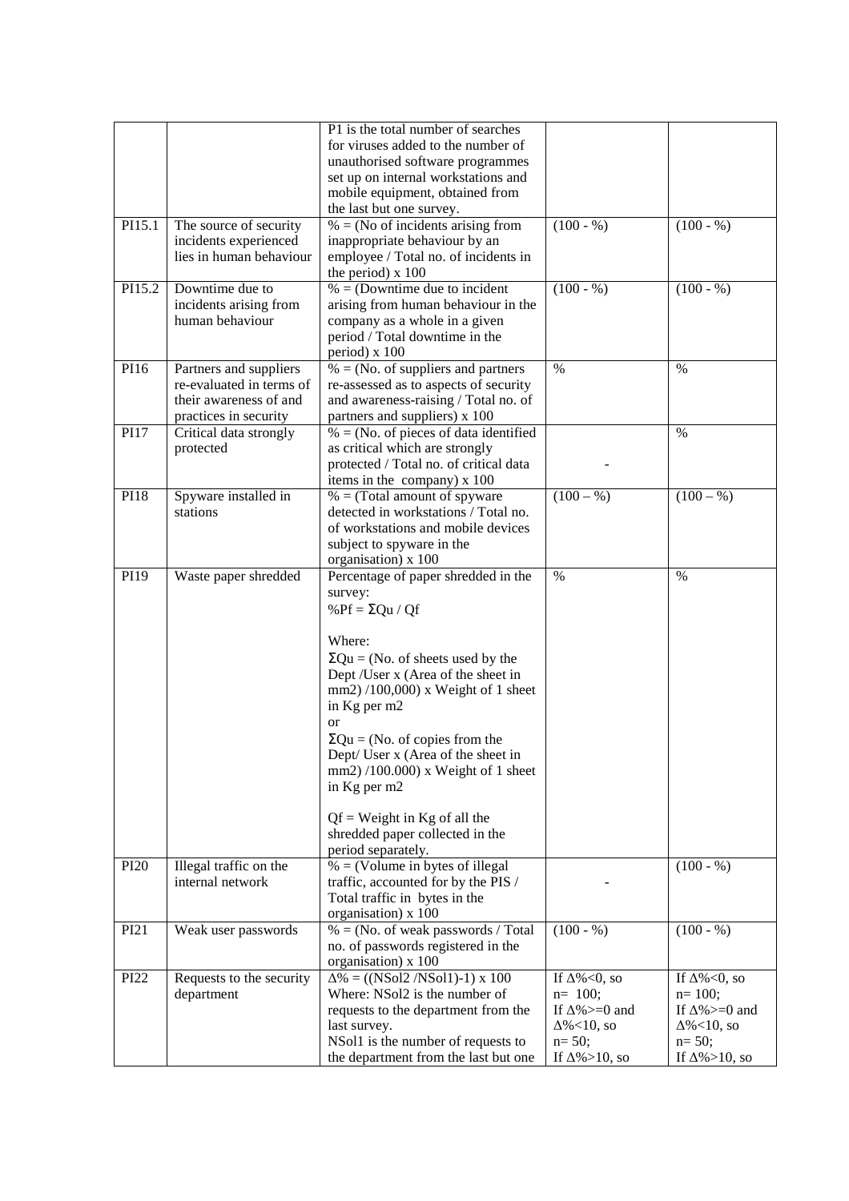| | | | | |
|---|---|---|---|---|
| | | P1 is the total number of searches for viruses added to the number of unauthorised software programmes set up on internal workstations and mobile equipment, obtained from the last but one survey. | | |
| PI15.1 | The source of security incidents experienced lies in human behaviour | % = (No of incidents arising from inappropriate behaviour by an employee / Total no. of incidents in the period) x 100 | (100 - %) | (100 - %) |
| PI15.2 | Downtime due to incidents arising from human behaviour | % = (Downtime due to incident arising from human behaviour in the company as a whole in a given period / Total downtime in the period) x 100 | (100 - %) | (100 - %) |
| PI16 | Partners and suppliers re-evaluated in terms of their awareness of and practices in security | % = (No. of suppliers and partners re-assessed as to aspects of security and awareness-raising / Total no. of partners and suppliers) x 100 | % | % |
| PI17 | Critical data strongly protected | % = (No. of pieces of data identified as critical which are strongly protected / Total no. of critical data items in the company) x 100 | - | % |
| PI18 | Spyware installed in stations | % = (Total amount of spyware detected in workstations / Total no. of workstations and mobile devices subject to spyware in the organisation) x 100 | (100 – %) | (100 – %) |
| PI19 | Waste paper shredded | Percentage of paper shredded in the survey:<br>%Pf = ΣQu / Qf<br><br>Where:<br>ΣQu = (No. of sheets used by the Dept /User x (Area of the sheet in mm2) /100,000) x Weight of 1 sheet in Kg per m2<br>or<br>ΣQu = (No. of copies from the Dept/ User x (Area of the sheet in mm2) /100.000) x Weight of 1 sheet in Kg per m2<br><br>Qf = Weight in Kg of all the shredded paper collected in the period separately. | % | % |
| PI20 | Illegal traffic on the internal network | % = (Volume in bytes of illegal traffic, accounted for by the PIS / Total traffic in bytes in the organisation) x 100 | - | (100 - %) |
| PI21 | Weak user passwords | % = (No. of weak passwords / Total no. of passwords registered in the organisation) x 100 | (100 - %) | (100 - %) |
| PI22 | Requests to the security department | Δ% = ((NSol2 /NSol1)-1) x 100<br>Where: NSol2 is the number of requests to the department from the last survey.<br>NSol1 is the number of requests to the department from the last but one | If Δ%<0, so n= 100;<br>If Δ%>=0 and Δ%<10, so n= 50;<br>If Δ%>10, so | If Δ%<0, so n= 100;<br>If Δ%>=0 and Δ%<10, so n= 50;<br>If Δ%>10, so |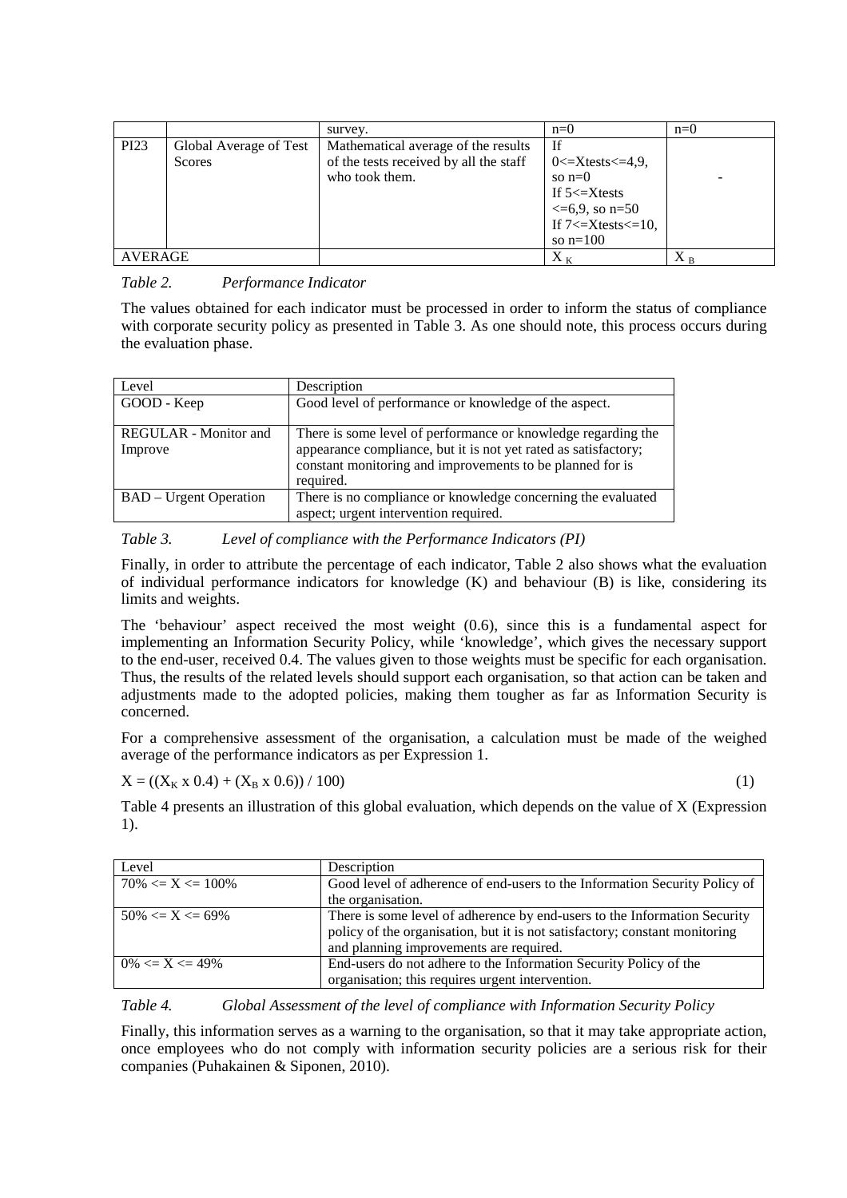| | | | | |
|---|---|---|---|---|
| | | survey. | n=0 | n=0 |
| PI23 | Global Average of Test Scores | Mathematical average of the results of the tests received by all the staff who took them. | If 0<=Xtests<=4,9, so n=0<br>If 5<=Xtests <=6,9, so n=50<br>If 7<=Xtests<=10, so n=100 | - |
| AVERAGE | | | $X_K$ | $X_B$ |

*Table 2. Performance Indicator*

The values obtained for each indicator must be processed in order to inform the status of compliance with corporate security policy as presented in Table 3. As one should note, this process occurs during the evaluation phase.

| Level | Description |
|---|---|
| GOOD - Keep | Good level of performance or knowledge of the aspect. |
| REGULAR - Monitor and Improve | There is some level of performance or knowledge regarding the appearance compliance, but it is not yet rated as satisfactory; constant monitoring and improvements to be planned for is required. |
| BAD – Urgent Operation | There is no compliance or knowledge concerning the evaluated aspect; urgent intervention required. |

*Table 3. Level of compliance with the Performance Indicators (PI)*

Finally, in order to attribute the percentage of each indicator, Table 2 also shows what the evaluation of individual performance indicators for knowledge (K) and behaviour (B) is like, considering its limits and weights.

The 'behaviour' aspect received the most weight (0.6), since this is a fundamental aspect for implementing an Information Security Policy, while 'knowledge', which gives the necessary support to the end-user, received 0.4. The values given to those weights must be specific for each organisation. Thus, the results of the related levels should support each organisation, so that action can be taken and adjustments made to the adopted policies, making them tougher as far as Information Security is concerned.

For a comprehensive assessment of the organisation, a calculation must be made of the weighed average of the performance indicators as per Expression 1.

$$X = ((X_K \times 0.4) + (X_B \times 0.6)) / 100) \qquad (1)$$

Table 4 presents an illustration of this global evaluation, which depends on the value of X (Expression 1).

| Level | Description |
|---|---|
| 70% <= X <= 100% | Good level of adherence of end-users to the Information Security Policy of the organisation. |
| 50% <= X <= 69% | There is some level of adherence by end-users to the Information Security policy of the organisation, but it is not satisfactory; constant monitoring and planning improvements are required. |
| 0% <= X <= 49% | End-users do not adhere to the Information Security Policy of the organisation; this requires urgent intervention. |

*Table 4. Global Assessment of the level of compliance with Information Security Policy*

Finally, this information serves as a warning to the organisation, so that it may take appropriate action, once employees who do not comply with information security policies are a serious risk for their companies (Puhakainen & Siponen, 2010).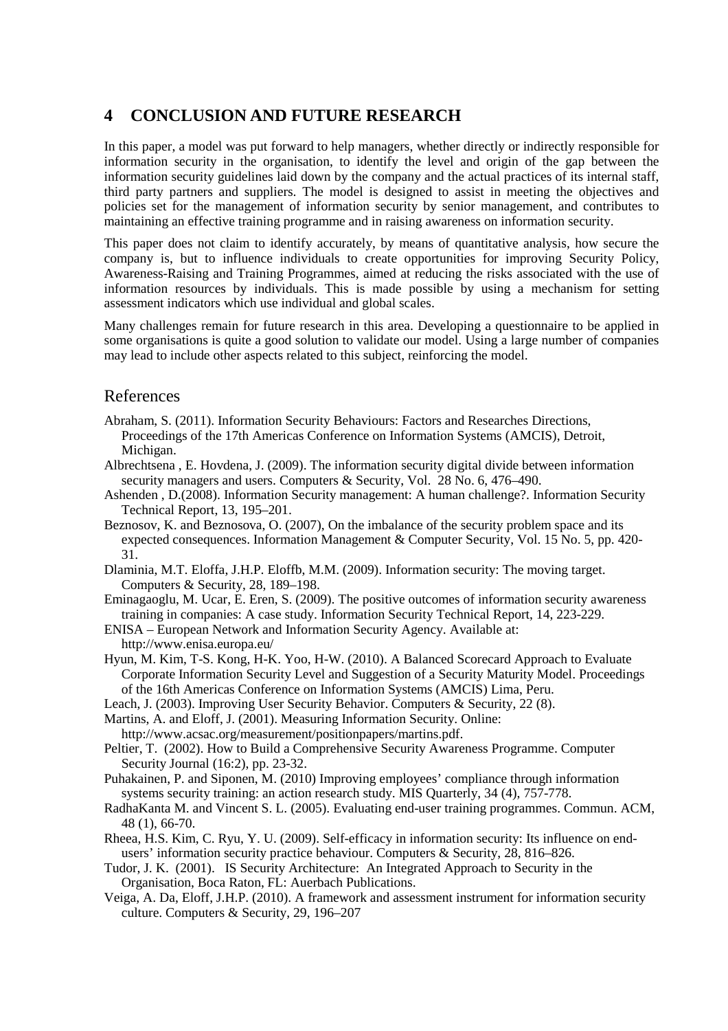# 4 CONCLUSION AND FUTURE RESEARCH

In this paper, a model was put forward to help managers, whether directly or indirectly responsible for information security in the organisation, to identify the level and origin of the gap between the information security guidelines laid down by the company and the actual practices of its internal staff, third party partners and suppliers. The model is designed to assist in meeting the objectives and policies set for the management of information security by senior management, and contributes to maintaining an effective training programme and in raising awareness on information security.

This paper does not claim to identify accurately, by means of quantitative analysis, how secure the company is, but to influence individuals to create opportunities for improving Security Policy, Awareness-Raising and Training Programmes, aimed at reducing the risks associated with the use of information resources by individuals. This is made possible by using a mechanism for setting assessment indicators which use individual and global scales.

Many challenges remain for future research in this area. Developing a questionnaire to be applied in some organisations is quite a good solution to validate our model. Using a large number of companies may lead to include other aspects related to this subject, reinforcing the model.

## References

Abraham, S. (2011). Information Security Behaviours: Factors and Researches Directions, Proceedings of the 17th Americas Conference on Information Systems (AMCIS), Detroit, Michigan.

Albrechtsena , E. Hovdena, J. (2009). The information security digital divide between information security managers and users. Computers & Security, Vol. 28 No. 6, 476–490.

Ashenden , D.(2008). Information Security management: A human challenge?. Information Security Technical Report, 13, 195–201.

Beznosov, K. and Beznosova, O. (2007), On the imbalance of the security problem space and its expected consequences. Information Management & Computer Security, Vol. 15 No. 5, pp. 420-31.

Dlaminia, M.T. Eloffa, J.H.P. Eloffb, M.M. (2009). Information security: The moving target. Computers & Security, 28, 189–198.

Eminagaoglu, M. Ucar, E. Eren, S. (2009). The positive outcomes of information security awareness training in companies: A case study. Information Security Technical Report, 14, 223-229.

ENISA – European Network and Information Security Agency. Available at: http://www.enisa.europa.eu/

Hyun, M. Kim, T-S. Kong, H-K. Yoo, H-W. (2010). A Balanced Scorecard Approach to Evaluate Corporate Information Security Level and Suggestion of a Security Maturity Model. Proceedings of the 16th Americas Conference on Information Systems (AMCIS) Lima, Peru.

Leach, J. (2003). Improving User Security Behavior. Computers & Security, 22 (8).

Martins, A. and Eloff, J. (2001). Measuring Information Security. Online: http://www.acsac.org/measurement/positionpapers/martins.pdf.

Peltier, T. (2002). How to Build a Comprehensive Security Awareness Programme. Computer Security Journal (16:2), pp. 23-32.

Puhakainen, P. and Siponen, M. (2010) Improving employees' compliance through information systems security training: an action research study. MIS Quarterly, 34 (4), 757-778.

RadhaKanta M. and Vincent S. L. (2005). Evaluating end-user training programmes. Commun. ACM, 48 (1), 66-70.

Rheea, H.S. Kim, C. Ryu, Y. U. (2009). Self-efficacy in information security: Its influence on end-users' information security practice behaviour. Computers & Security, 28, 816–826.

Tudor, J. K. (2001). IS Security Architecture: An Integrated Approach to Security in the Organisation, Boca Raton, FL: Auerbach Publications.

Veiga, A. Da, Eloff, J.H.P. (2010). A framework and assessment instrument for information security culture. Computers & Security, 29, 196–207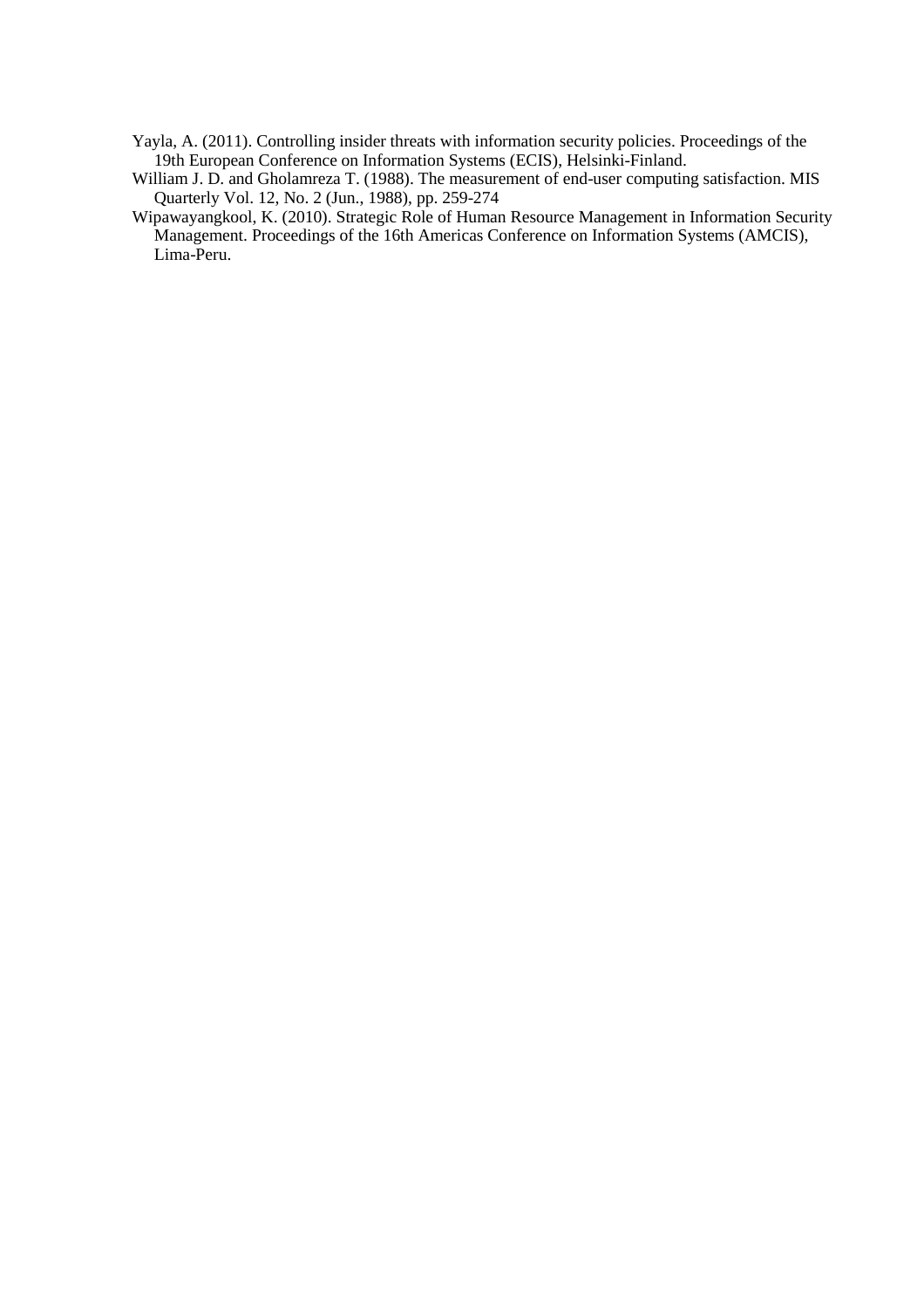Yayla, A. (2011). Controlling insider threats with information security policies. Proceedings of the 19th European Conference on Information Systems (ECIS), Helsinki-Finland.

William J. D. and Gholamreza T. (1988). The measurement of end-user computing satisfaction. MIS Quarterly Vol. 12, No. 2 (Jun., 1988), pp. 259-274

Wipawayangkool, K. (2010). Strategic Role of Human Resource Management in Information Security Management. Proceedings of the 16th Americas Conference on Information Systems (AMCIS), Lima-Peru.